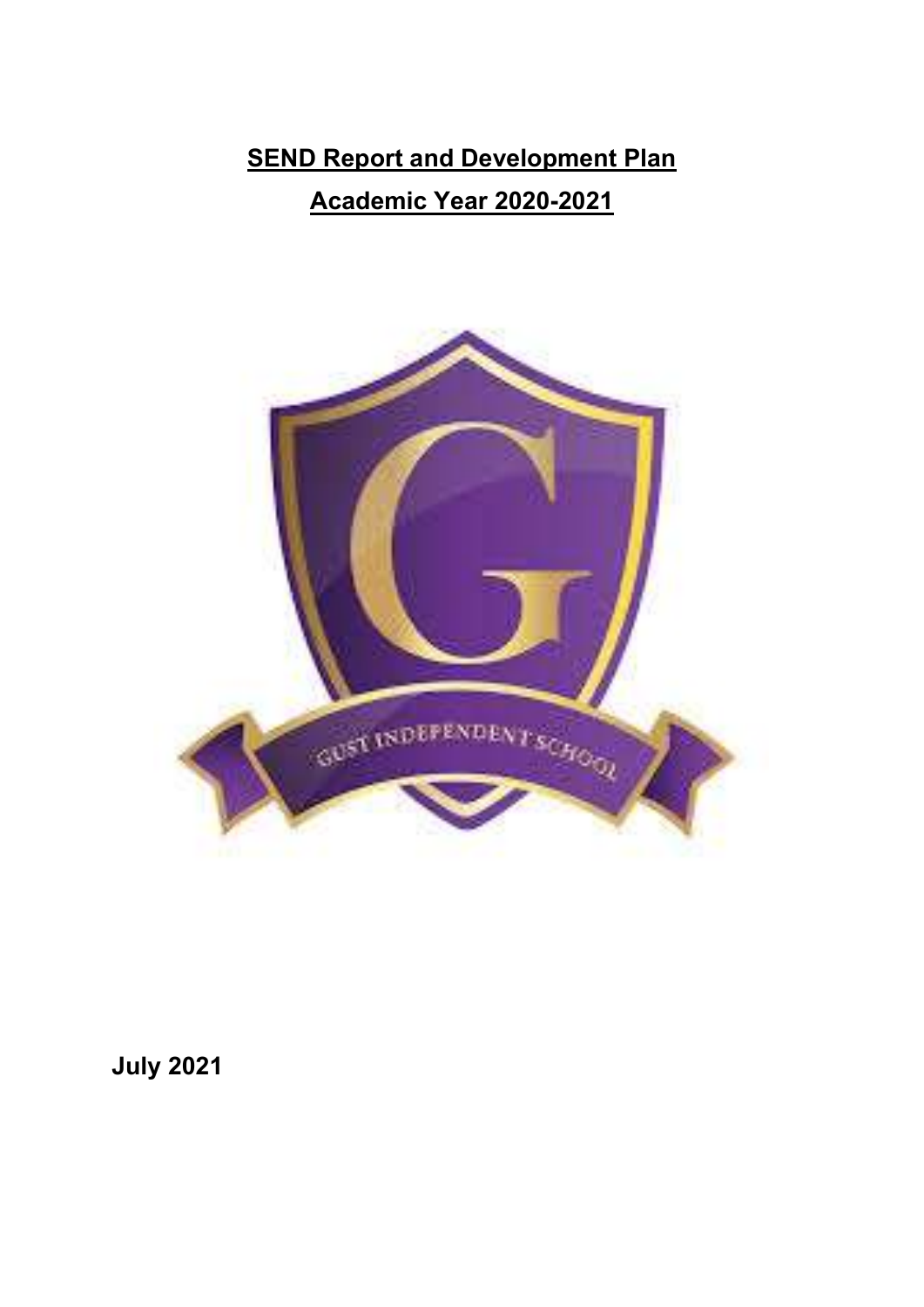# <u>SEND Report and Development Plan</u>

## <u>Academic Year 2020-2021</u>

**July 2021**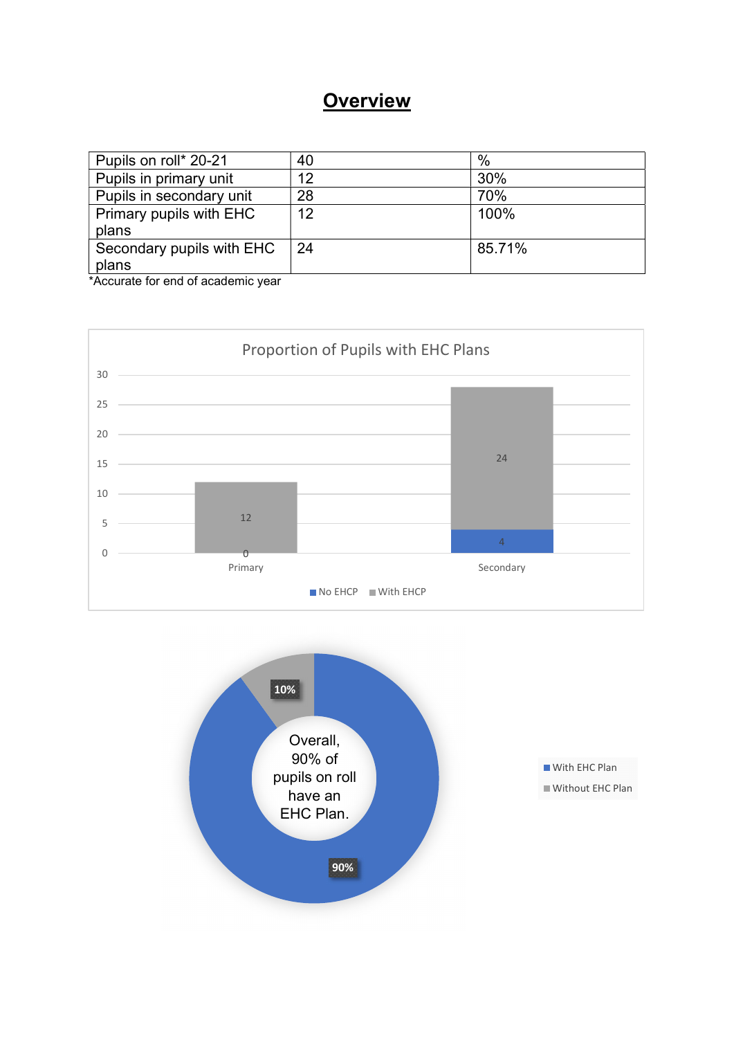# Overview

| Pupils on roll* 20-21 | 40 | % |
|---|---|---|
| Pupils in primary unit | 12 | 30% |
| Pupils in secondary unit | 28 | 70% |
| Primary pupils with EHC plans | 12 | 100% |
| Secondary pupils with EHC plans | 24 | 85.71% |

*Accurate for end of academic year

Proportion of Pupils with EHC Plans

| | No EHCP | With EHCP |
|---|---|---|
| Primary | 0 | 12 |
| Secondary | 4 | 24 |

Overall, 90% of pupils on roll have an EHC Plan.

| | % |
|---|---|
| With EHC Plan | 90% |
| Without EHC Plan | 10% |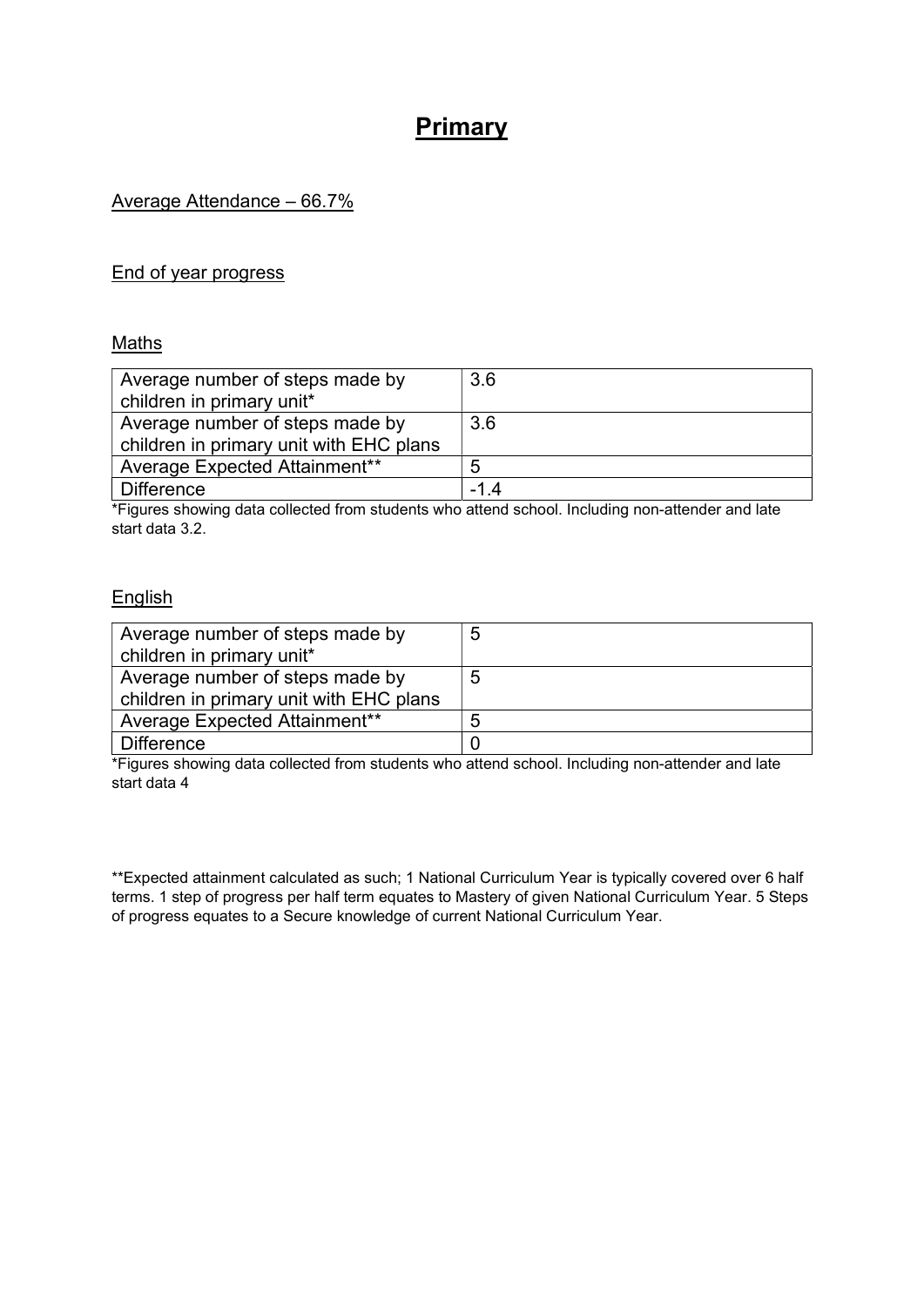# Primary

Average Attendance – 66.7%

End of year progress

## Maths

| Average number of steps made by children in primary unit* | 3.6 |
|---|---|
| Average number of steps made by children in primary unit with EHC plans | 3.6 |
| Average Expected Attainment** | 5 |
| Difference | -1.4 |

*Figures showing data collected from students who attend school. Including non-attender and late start data 3.2.

## English

| Average number of steps made by children in primary unit* | 5 |
|---|---|
| Average number of steps made by children in primary unit with EHC plans | 5 |
| Average Expected Attainment** | 5 |
| Difference | 0 |

*Figures showing data collected from students who attend school. Including non-attender and late start data 4

**Expected attainment calculated as such; 1 National Curriculum Year is typically covered over 6 half terms. 1 step of progress per half term equates to Mastery of given National Curriculum Year. 5 Steps of progress equates to a Secure knowledge of current National Curriculum Year.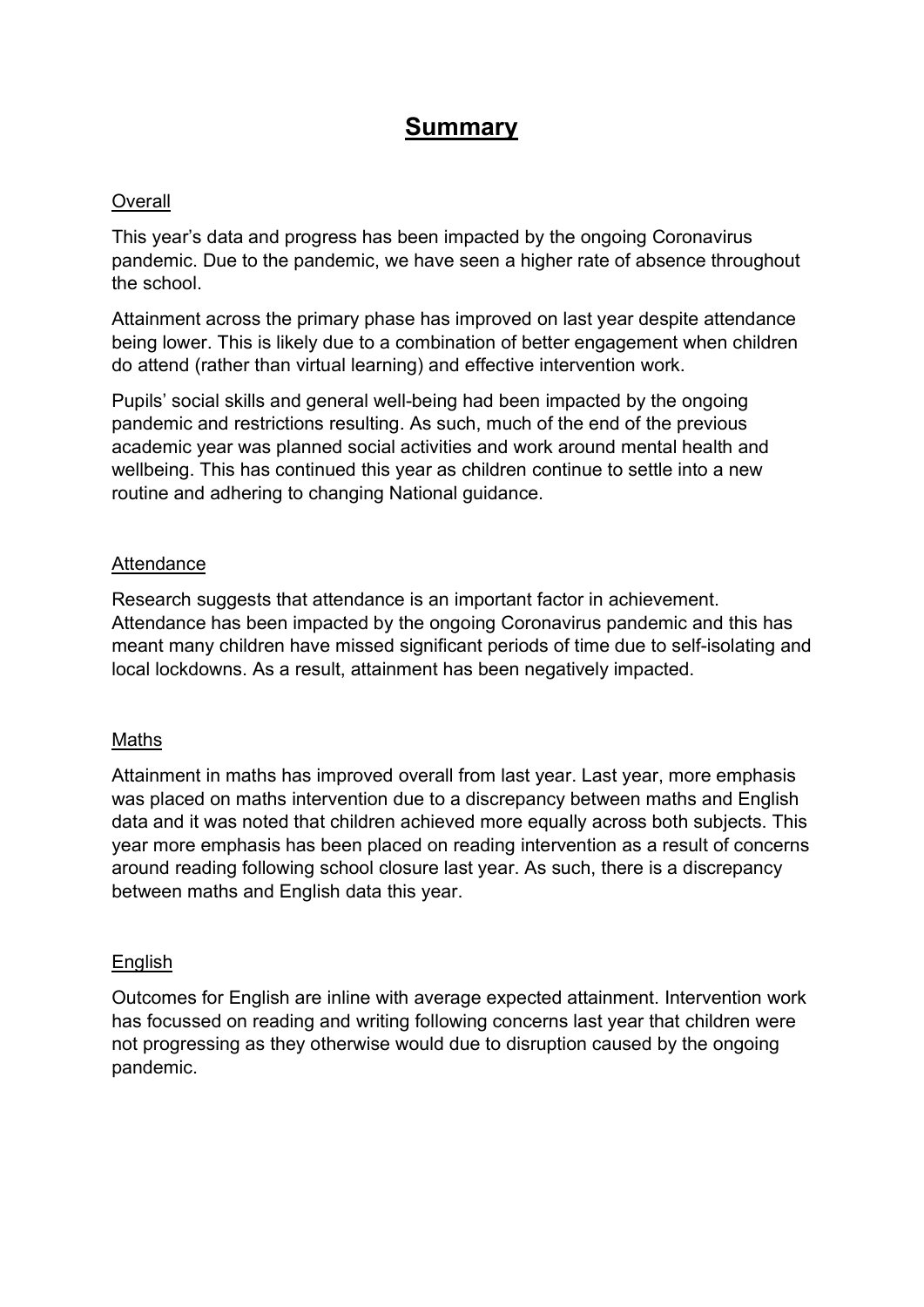# Summary

## Overall

This year's data and progress has been impacted by the ongoing Coronavirus pandemic. Due to the pandemic, we have seen a higher rate of absence throughout the school.

Attainment across the primary phase has improved on last year despite attendance being lower. This is likely due to a combination of better engagement when children do attend (rather than virtual learning) and effective intervention work.

Pupils' social skills and general well-being had been impacted by the ongoing pandemic and restrictions resulting. As such, much of the end of the previous academic year was planned social activities and work around mental health and wellbeing. This has continued this year as children continue to settle into a new routine and adhering to changing National guidance.

## Attendance

Research suggests that attendance is an important factor in achievement. Attendance has been impacted by the ongoing Coronavirus pandemic and this has meant many children have missed significant periods of time due to self-isolating and local lockdowns. As a result, attainment has been negatively impacted.

## Maths

Attainment in maths has improved overall from last year. Last year, more emphasis was placed on maths intervention due to a discrepancy between maths and English data and it was noted that children achieved more equally across both subjects. This year more emphasis has been placed on reading intervention as a result of concerns around reading following school closure last year. As such, there is a discrepancy between maths and English data this year.

## English

Outcomes for English are inline with average expected attainment. Intervention work has focussed on reading and writing following concerns last year that children were not progressing as they otherwise would due to disruption caused by the ongoing pandemic.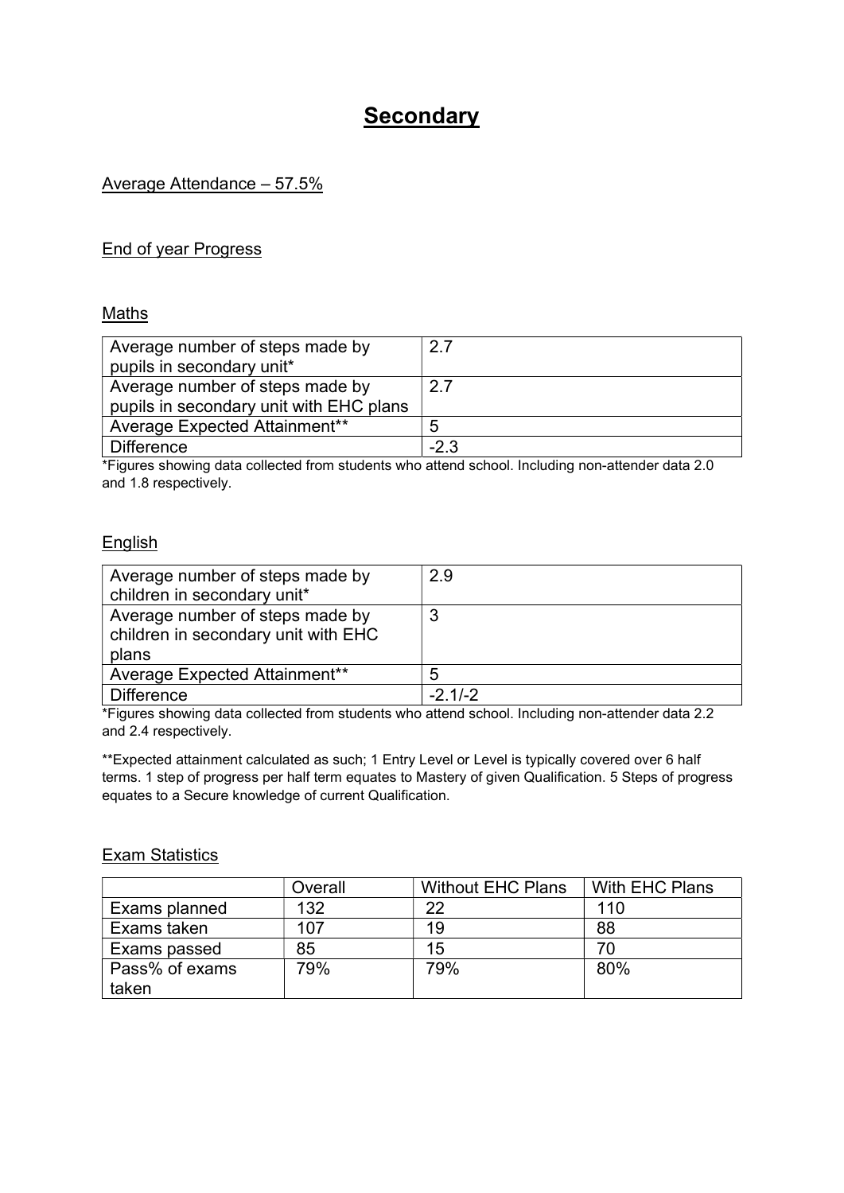# Secondary

Average Attendance – 57.5%

End of year Progress

Maths

| Average number of steps made by pupils in secondary unit* | 2.7 |
|---|---|
| Average number of steps made by pupils in secondary unit with EHC plans | 2.7 |
| Average Expected Attainment** | 5 |
| Difference | -2.3 |

*Figures showing data collected from students who attend school. Including non-attender data 2.0 and 1.8 respectively.

English

| Average number of steps made by children in secondary unit* | 2.9 |
|---|---|
| Average number of steps made by children in secondary unit with EHC plans | 3 |
| Average Expected Attainment** | 5 |
| Difference | -2.1/-2 |

*Figures showing data collected from students who attend school. Including non-attender data 2.2 and 2.4 respectively.

**Expected attainment calculated as such; 1 Entry Level or Level is typically covered over 6 half terms. 1 step of progress per half term equates to Mastery of given Qualification. 5 Steps of progress equates to a Secure knowledge of current Qualification.

Exam Statistics

| | Overall | Without EHC Plans | With EHC Plans |
|---|---|---|---|
| Exams planned | 132 | 22 | 110 |
| Exams taken | 107 | 19 | 88 |
| Exams passed | 85 | 15 | 70 |
| Pass% of exams taken | 79% | 79% | 80% |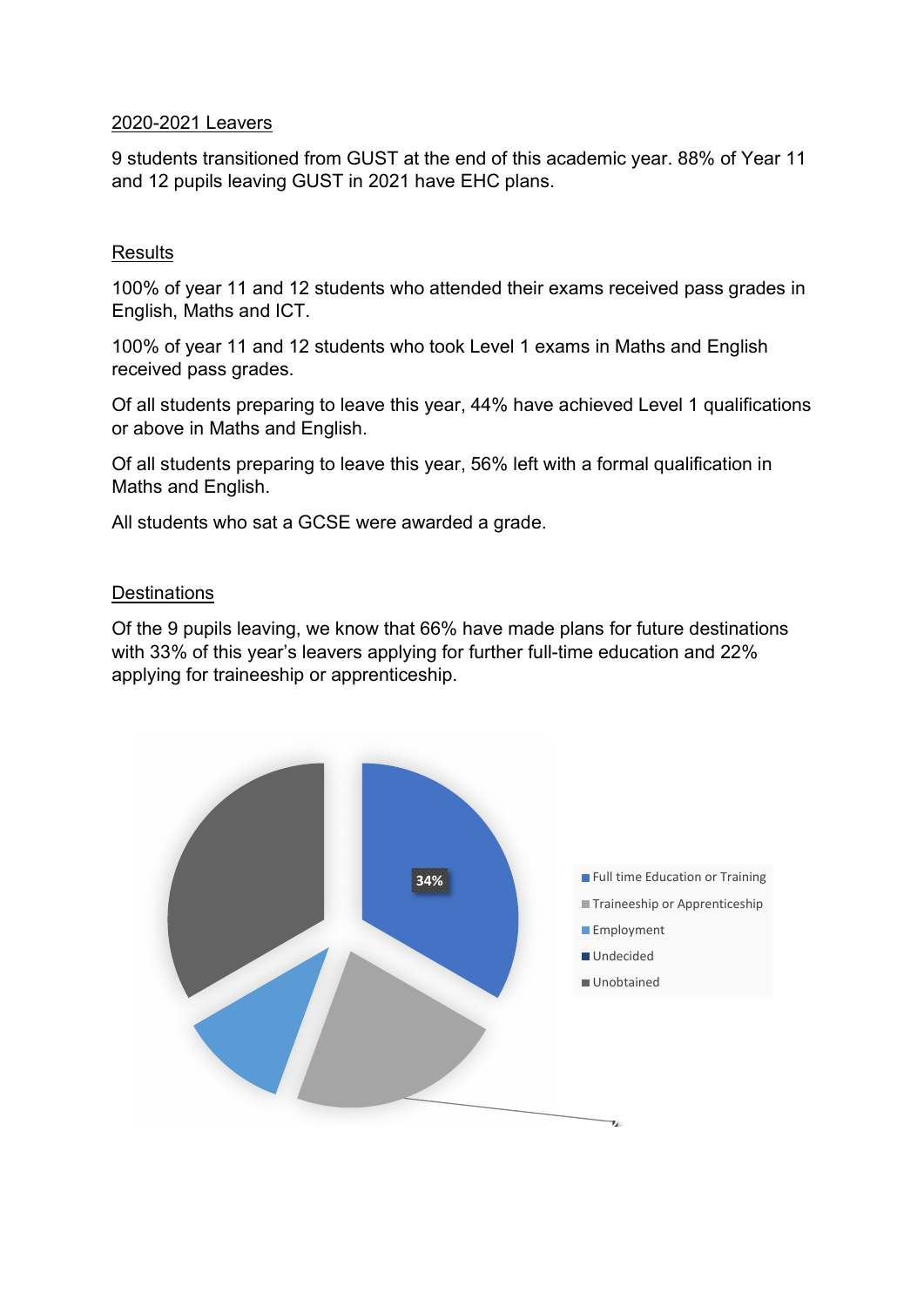2020-2021 Leavers

9 students transitioned from GUST at the end of this academic year. 88% of Year 11 and 12 pupils leaving GUST in 2021 have EHC plans.

Results

100% of year 11 and 12 students who attended their exams received pass grades in English, Maths and ICT.

100% of year 11 and 12 students who took Level 1 exams in Maths and English received pass grades.

Of all students preparing to leave this year, 44% have achieved Level 1 qualifications or above in Maths and English.

Of all students preparing to leave this year, 56% left with a formal qualification in Maths and English.

All students who sat a GCSE were awarded a grade.

Destinations

Of the 9 pupils leaving, we know that 66% have made plans for future destinations with 33% of this year's leavers applying for further full-time education and 22% applying for traineeship or apprenticeship.

34%

- Full time Education or Training
- Traineeship or Apprenticeship
- Employment
- Undecided
- Unobtained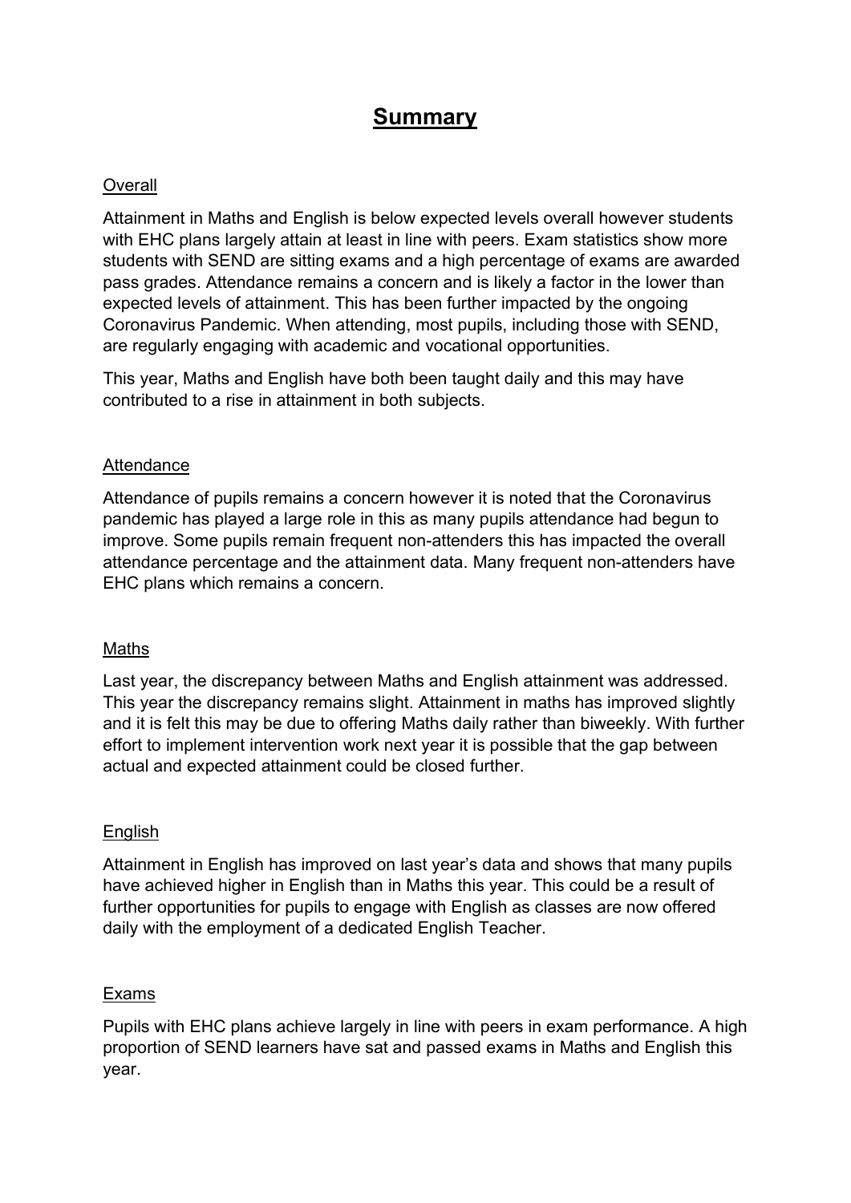# Summary

## Overall

Attainment in Maths and English is below expected levels overall however students with EHC plans largely attain at least in line with peers. Exam statistics show more students with SEND are sitting exams and a high percentage of exams are awarded pass grades. Attendance remains a concern and is likely a factor in the lower than expected levels of attainment. This has been further impacted by the ongoing Coronavirus Pandemic. When attending, most pupils, including those with SEND, are regularly engaging with academic and vocational opportunities.

This year, Maths and English have both been taught daily and this may have contributed to a rise in attainment in both subjects.

## Attendance

Attendance of pupils remains a concern however it is noted that the Coronavirus pandemic has played a large role in this as many pupils attendance had begun to improve. Some pupils remain frequent non-attenders this has impacted the overall attendance percentage and the attainment data. Many frequent non-attenders have EHC plans which remains a concern.

## Maths

Last year, the discrepancy between Maths and English attainment was addressed. This year the discrepancy remains slight. Attainment in maths has improved slightly and it is felt this may be due to offering Maths daily rather than biweekly. With further effort to implement intervention work next year it is possible that the gap between actual and expected attainment could be closed further.

## English

Attainment in English has improved on last year's data and shows that many pupils have achieved higher in English than in Maths this year. This could be a result of further opportunities for pupils to engage with English as classes are now offered daily with the employment of a dedicated English Teacher.

## Exams

Pupils with EHC plans achieve largely in line with peers in exam performance. A high proportion of SEND learners have sat and passed exams in Maths and English this year.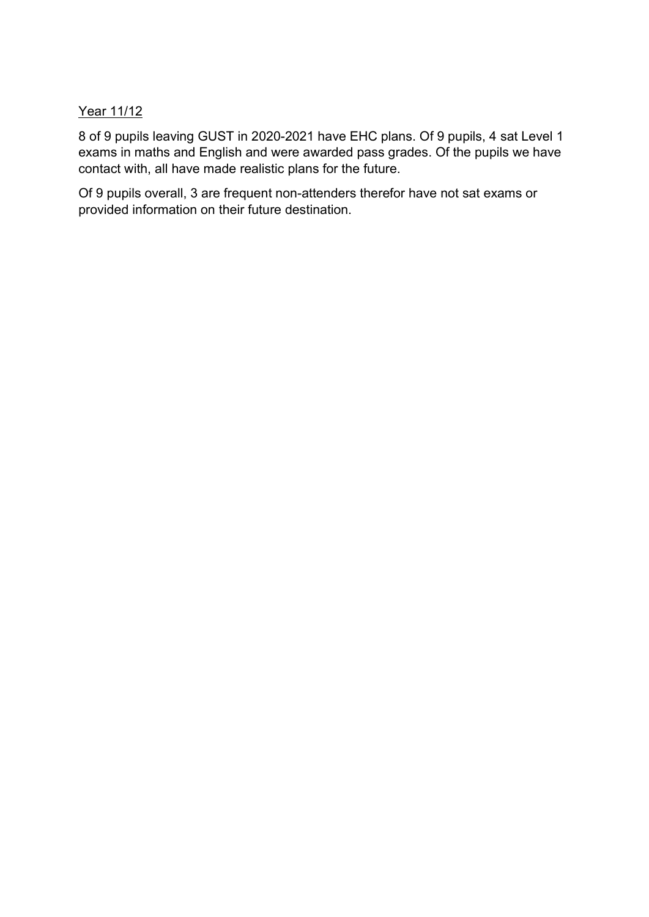Year 11/12

8 of 9 pupils leaving GUST in 2020-2021 have EHC plans. Of 9 pupils, 4 sat Level 1 exams in maths and English and were awarded pass grades. Of the pupils we have contact with, all have made realistic plans for the future.

Of 9 pupils overall, 3 are frequent non-attenders therefor have not sat exams or provided information on their future destination.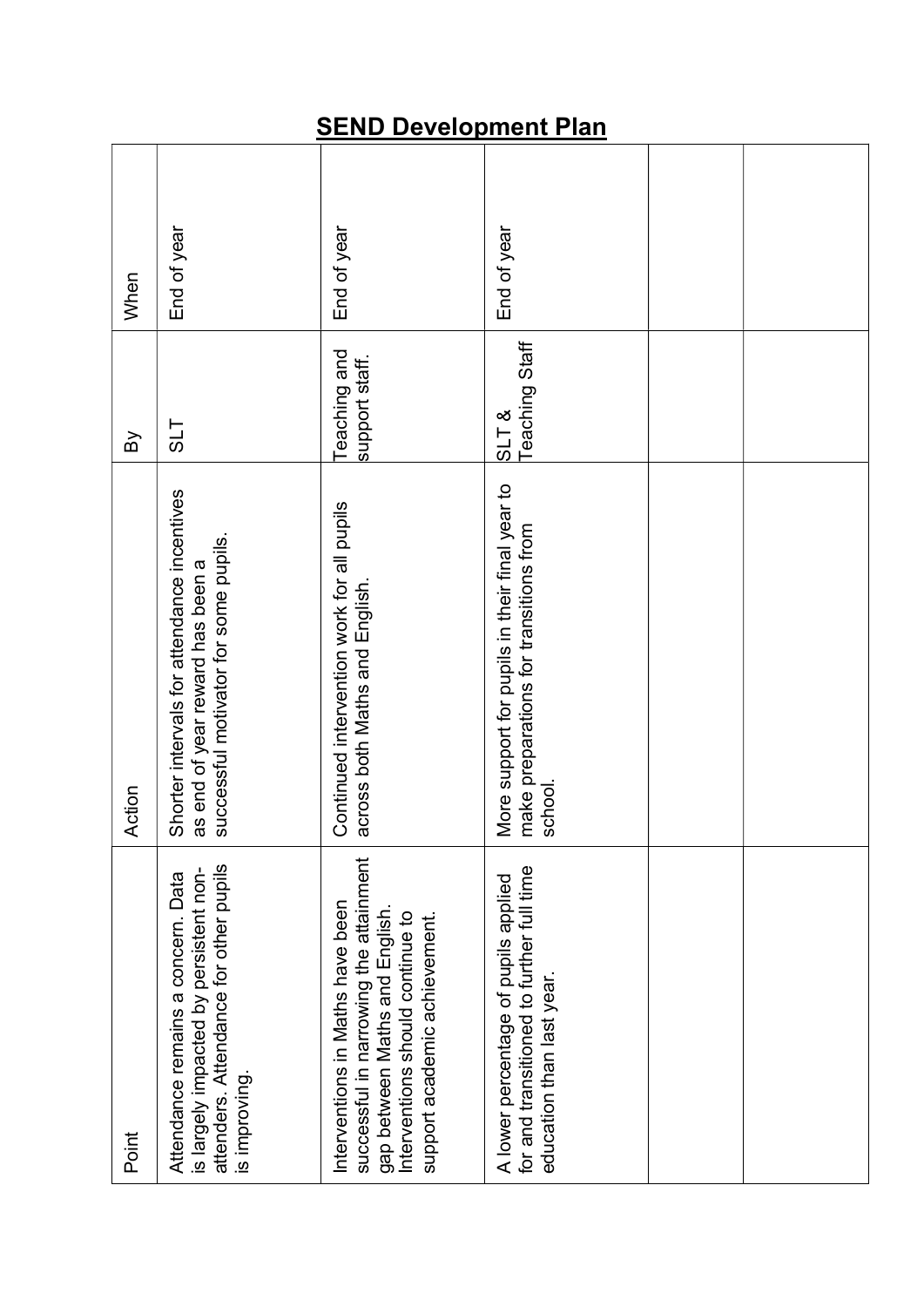## SEND Development Plan

| Point | Action | By | When |
|---|---|---|---|
| Attendance remains a concern. Data is largely impacted by persistent non-attenders. Attendance for other pupils is improving. | Shorter intervals for attendance incentives as end of year reward has been a successful motivator for some pupils. | SLT | End of year |
| Interventions in Maths have been successful in narrowing the attainment gap between Maths and English. Interventions should continue to support academic achievement. | Continued intervention work for all pupils across both Maths and English. | Teaching and support staff. | End of year |
| A lower percentage of pupils applied for and transitioned to further full time education than last year. | More support for pupils in their final year to make preparations for transitions from school. | SLT & Teaching Staff | End of year |
| | | | |
| | | | |